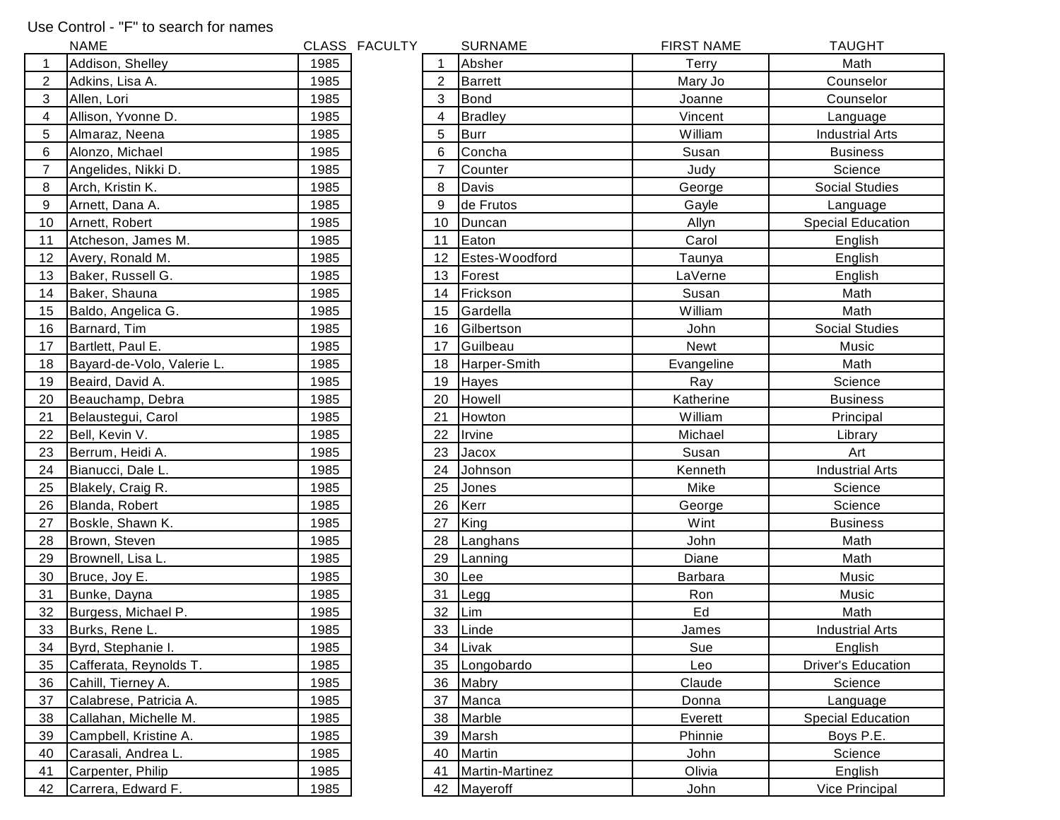Use Control - "F" to search for names

|  | NAME | CLASS |
|---|---|---|
| 1 | Addison, Shelley | 1985 |
| 2 | Adkins, Lisa A. | 1985 |
| 3 | Allen, Lori | 1985 |
| 4 | Allison, Yvonne D. | 1985 |
| 5 | Almaraz, Neena | 1985 |
| 6 | Alonzo, Michael | 1985 |
| 7 | Angelides, Nikki D. | 1985 |
| 8 | Arch, Kristin K. | 1985 |
| 9 | Arnett, Dana A. | 1985 |
| 10 | Arnett, Robert | 1985 |
| 11 | Atcheson, James M. | 1985 |
| 12 | Avery, Ronald M. | 1985 |
| 13 | Baker, Russell G. | 1985 |
| 14 | Baker, Shauna | 1985 |
| 15 | Baldo, Angelica G. | 1985 |
| 16 | Barnard, Tim | 1985 |
| 17 | Bartlett, Paul E. | 1985 |
| 18 | Bayard-de-Volo, Valerie L. | 1985 |
| 19 | Beaird, David A. | 1985 |
| 20 | Beauchamp, Debra | 1985 |
| 21 | Belaustegui, Carol | 1985 |
| 22 | Bell, Kevin V. | 1985 |
| 23 | Berrum, Heidi A. | 1985 |
| 24 | Bianucci, Dale L. | 1985 |
| 25 | Blakely, Craig R. | 1985 |
| 26 | Blanda, Robert | 1985 |
| 27 | Boskle, Shawn K. | 1985 |
| 28 | Brown, Steven | 1985 |
| 29 | Brownell, Lisa L. | 1985 |
| 30 | Bruce, Joy E. | 1985 |
| 31 | Bunke, Dayna | 1985 |
| 32 | Burgess, Michael P. | 1985 |
| 33 | Burks, Rene L. | 1985 |
| 34 | Byrd, Stephanie I. | 1985 |
| 35 | Cafferata, Reynolds T. | 1985 |
| 36 | Cahill, Tierney A. | 1985 |
| 37 | Calabrese, Patricia A. | 1985 |
| 38 | Callahan, Michelle M. | 1985 |
| 39 | Campbell, Kristine A. | 1985 |
| 40 | Carasali, Andrea L. | 1985 |
| 41 | Carpenter, Philip | 1985 |
| 42 | Carrera, Edward F. | 1985 |

FACULTY

|  | SURNAME | FIRST NAME | TAUGHT |
|---|---|---|---|
| 1 | Absher | Terry | Math |
| 2 | Barrett | Mary Jo | Counselor |
| 3 | Bond | Joanne | Counselor |
| 4 | Bradley | Vincent | Language |
| 5 | Burr | William | Industrial Arts |
| 6 | Concha | Susan | Business |
| 7 | Counter | Judy | Science |
| 8 | Davis | George | Social Studies |
| 9 | de Frutos | Gayle | Language |
| 10 | Duncan | Allyn | Special Education |
| 11 | Eaton | Carol | English |
| 12 | Estes-Woodford | Taunya | English |
| 13 | Forest | LaVerne | English |
| 14 | Frickson | Susan | Math |
| 15 | Gardella | William | Math |
| 16 | Gilbertson | John | Social Studies |
| 17 | Guilbeau | Newt | Music |
| 18 | Harper-Smith | Evangeline | Math |
| 19 | Hayes | Ray | Science |
| 20 | Howell | Katherine | Business |
| 21 | Howton | William | Principal |
| 22 | Irvine | Michael | Library |
| 23 | Jacox | Susan | Art |
| 24 | Johnson | Kenneth | Industrial Arts |
| 25 | Jones | Mike | Science |
| 26 | Kerr | George | Science |
| 27 | King | Wint | Business |
| 28 | Langhans | John | Math |
| 29 | Lanning | Diane | Math |
| 30 | Lee | Barbara | Music |
| 31 | Legg | Ron | Music |
| 32 | Lim | Ed | Math |
| 33 | Linde | James | Industrial Arts |
| 34 | Livak | Sue | English |
| 35 | Longobardo | Leo | Driver's Education |
| 36 | Mabry | Claude | Science |
| 37 | Manca | Donna | Language |
| 38 | Marble | Everett | Special Education |
| 39 | Marsh | Phinnie | Boys P.E. |
| 40 | Martin | John | Science |
| 41 | Martin-Martinez | Olivia | English |
| 42 | Mayeroff | John | Vice Principal |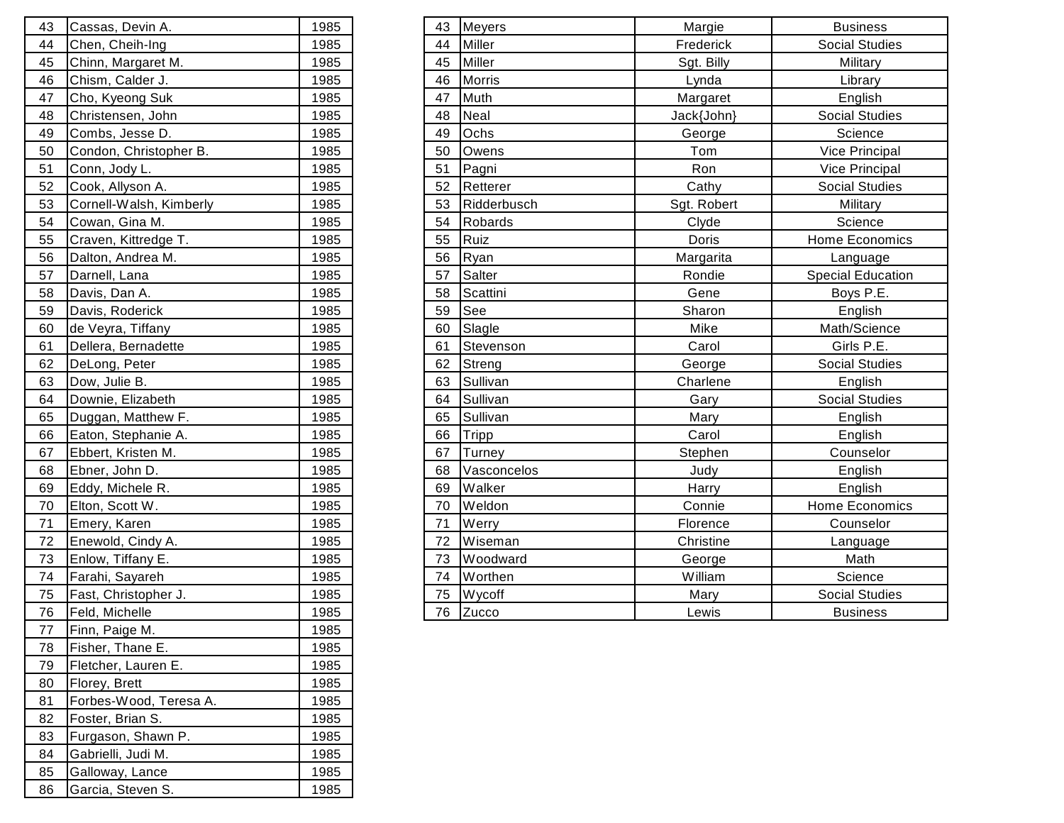| 43 | Cassas, Devin A. | 1985 |
|---|---|---|
| 44 | Chen, Cheih-Ing | 1985 |
| 45 | Chinn, Margaret M. | 1985 |
| 46 | Chism, Calder J. | 1985 |
| 47 | Cho, Kyeong Suk | 1985 |
| 48 | Christensen, John | 1985 |
| 49 | Combs, Jesse D. | 1985 |
| 50 | Condon, Christopher B. | 1985 |
| 51 | Conn, Jody L. | 1985 |
| 52 | Cook, Allyson A. | 1985 |
| 53 | Cornell-Walsh, Kimberly | 1985 |
| 54 | Cowan, Gina M. | 1985 |
| 55 | Craven, Kittredge T. | 1985 |
| 56 | Dalton, Andrea M. | 1985 |
| 57 | Darnell, Lana | 1985 |
| 58 | Davis, Dan A. | 1985 |
| 59 | Davis, Roderick | 1985 |
| 60 | de Veyra, Tiffany | 1985 |
| 61 | Dellera, Bernadette | 1985 |
| 62 | DeLong, Peter | 1985 |
| 63 | Dow, Julie B. | 1985 |
| 64 | Downie, Elizabeth | 1985 |
| 65 | Duggan, Matthew F. | 1985 |
| 66 | Eaton, Stephanie A. | 1985 |
| 67 | Ebbert, Kristen M. | 1985 |
| 68 | Ebner, John D. | 1985 |
| 69 | Eddy, Michele R. | 1985 |
| 70 | Elton, Scott W. | 1985 |
| 71 | Emery, Karen | 1985 |
| 72 | Enewold, Cindy A. | 1985 |
| 73 | Enlow, Tiffany E. | 1985 |
| 74 | Farahi, Sayareh | 1985 |
| 75 | Fast, Christopher J. | 1985 |
| 76 | Feld, Michelle | 1985 |
| 77 | Finn, Paige M. | 1985 |
| 78 | Fisher, Thane E. | 1985 |
| 79 | Fletcher, Lauren E. | 1985 |
| 80 | Florey, Brett | 1985 |
| 81 | Forbes-Wood, Teresa A. | 1985 |
| 82 | Foster, Brian S. | 1985 |
| 83 | Furgason, Shawn P. | 1985 |
| 84 | Gabrielli, Judi M. | 1985 |
| 85 | Galloway, Lance | 1985 |
| 86 | Garcia, Steven S. | 1985 |

| 43 | Meyers | Margie | Business |
|---|---|---|---|
| 44 | Miller | Frederick | Social Studies |
| 45 | Miller | Sgt. Billy | Military |
| 46 | Morris | Lynda | Library |
| 47 | Muth | Margaret | English |
| 48 | Neal | Jack{John} | Social Studies |
| 49 | Ochs | George | Science |
| 50 | Owens | Tom | Vice Principal |
| 51 | Pagni | Ron | Vice Principal |
| 52 | Retterer | Cathy | Social Studies |
| 53 | Ridderbusch | Sgt. Robert | Military |
| 54 | Robards | Clyde | Science |
| 55 | Ruiz | Doris | Home Economics |
| 56 | Ryan | Margarita | Language |
| 57 | Salter | Rondie | Special Education |
| 58 | Scattini | Gene | Boys P.E. |
| 59 | See | Sharon | English |
| 60 | Slagle | Mike | Math/Science |
| 61 | Stevenson | Carol | Girls P.E. |
| 62 | Streng | George | Social Studies |
| 63 | Sullivan | Charlene | English |
| 64 | Sullivan | Gary | Social Studies |
| 65 | Sullivan | Mary | English |
| 66 | Tripp | Carol | English |
| 67 | Turney | Stephen | Counselor |
| 68 | Vasconcelos | Judy | English |
| 69 | Walker | Harry | English |
| 70 | Weldon | Connie | Home Economics |
| 71 | Werry | Florence | Counselor |
| 72 | Wiseman | Christine | Language |
| 73 | Woodward | George | Math |
| 74 | Worthen | William | Science |
| 75 | Wycoff | Mary | Social Studies |
| 76 | Zucco | Lewis | Business |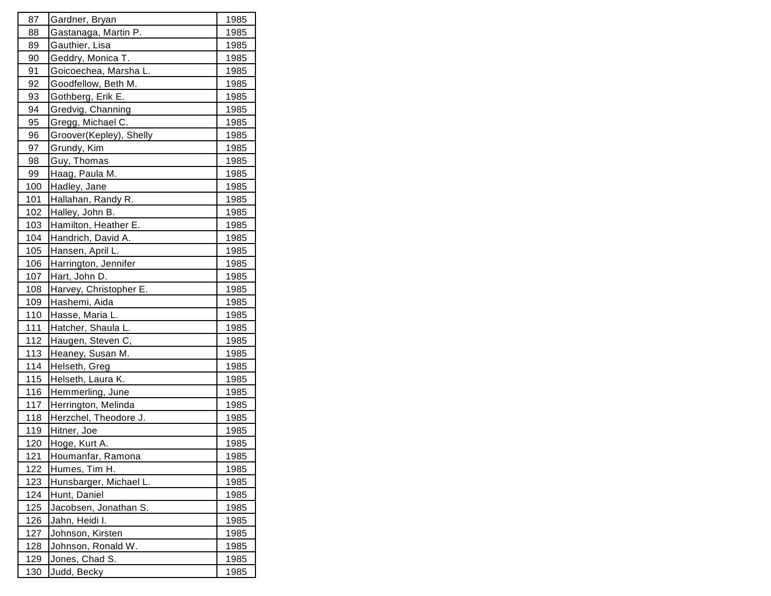| | | |
|---|---|---|
| 87 | Gardner, Bryan | 1985 |
| 88 | Gastanaga, Martin P. | 1985 |
| 89 | Gauthier, Lisa | 1985 |
| 90 | Geddry, Monica T. | 1985 |
| 91 | Goicoechea, Marsha L. | 1985 |
| 92 | Goodfellow, Beth M. | 1985 |
| 93 | Gothberg, Erik E. | 1985 |
| 94 | Gredvig, Channing | 1985 |
| 95 | Gregg, Michael C. | 1985 |
| 96 | Groover(Kepley), Shelly | 1985 |
| 97 | Grundy, Kim | 1985 |
| 98 | Guy, Thomas | 1985 |
| 99 | Haag, Paula M. | 1985 |
| 100 | Hadley, Jane | 1985 |
| 101 | Hallahan, Randy R. | 1985 |
| 102 | Halley, John B. | 1985 |
| 103 | Hamilton, Heather E. | 1985 |
| 104 | Handrich, David A. | 1985 |
| 105 | Hansen, April L. | 1985 |
| 106 | Harrington, Jennifer | 1985 |
| 107 | Hart, John D. | 1985 |
| 108 | Harvey, Christopher E. | 1985 |
| 109 | Hashemi, Aida | 1985 |
| 110 | Hasse, Maria L. | 1985 |
| 111 | Hatcher, Shaula L. | 1985 |
| 112 | Haugen, Steven C, | 1985 |
| 113 | Heaney, Susan M. | 1985 |
| 114 | Helseth, Greg | 1985 |
| 115 | Helseth, Laura K. | 1985 |
| 116 | Hemmerling, June | 1985 |
| 117 | Herrington, Melinda | 1985 |
| 118 | Herzchel, Theodore J. | 1985 |
| 119 | Hitner, Joe | 1985 |
| 120 | Hoge, Kurt A. | 1985 |
| 121 | Houmanfar, Ramona | 1985 |
| 122 | Humes, Tim H. | 1985 |
| 123 | Hunsbarger, Michael L. | 1985 |
| 124 | Hunt, Daniel | 1985 |
| 125 | Jacobsen, Jonathan S. | 1985 |
| 126 | Jahn, Heidi I. | 1985 |
| 127 | Johnson, Kirsten | 1985 |
| 128 | Johnson, Ronald W. | 1985 |
| 129 | Jones, Chad S. | 1985 |
| 130 | Judd, Becky | 1985 |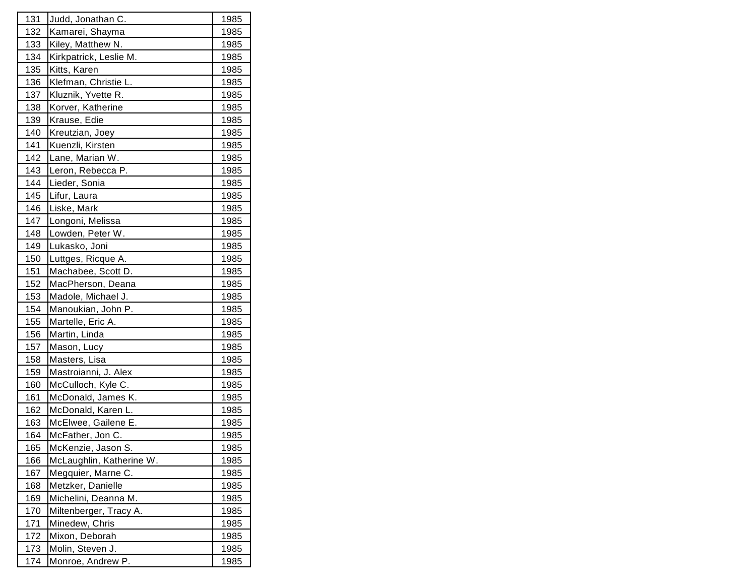| 131 | Judd, Jonathan C. | 1985 |
|---|---|---|
| 132 | Kamarei, Shayma | 1985 |
| 133 | Kiley, Matthew N. | 1985 |
| 134 | Kirkpatrick, Leslie M. | 1985 |
| 135 | Kitts, Karen | 1985 |
| 136 | Klefman, Christie L. | 1985 |
| 137 | Kluznik, Yvette R. | 1985 |
| 138 | Korver, Katherine | 1985 |
| 139 | Krause, Edie | 1985 |
| 140 | Kreutzian, Joey | 1985 |
| 141 | Kuenzli, Kirsten | 1985 |
| 142 | Lane, Marian W. | 1985 |
| 143 | Leron, Rebecca P. | 1985 |
| 144 | Lieder, Sonia | 1985 |
| 145 | Lifur, Laura | 1985 |
| 146 | Liske, Mark | 1985 |
| 147 | Longoni, Melissa | 1985 |
| 148 | Lowden, Peter W. | 1985 |
| 149 | Lukasko, Joni | 1985 |
| 150 | Luttges, Ricque A. | 1985 |
| 151 | Machabee, Scott D. | 1985 |
| 152 | MacPherson, Deana | 1985 |
| 153 | Madole, Michael J. | 1985 |
| 154 | Manoukian, John P. | 1985 |
| 155 | Martelle, Eric A. | 1985 |
| 156 | Martin, Linda | 1985 |
| 157 | Mason, Lucy | 1985 |
| 158 | Masters, Lisa | 1985 |
| 159 | Mastroianni, J. Alex | 1985 |
| 160 | McCulloch, Kyle C. | 1985 |
| 161 | McDonald, James K. | 1985 |
| 162 | McDonald, Karen L. | 1985 |
| 163 | McElwee, Gailene E. | 1985 |
| 164 | McFather, Jon C. | 1985 |
| 165 | McKenzie, Jason S. | 1985 |
| 166 | McLaughlin, Katherine W. | 1985 |
| 167 | Megquier, Marne C. | 1985 |
| 168 | Metzker, Danielle | 1985 |
| 169 | Michelini, Deanna M. | 1985 |
| 170 | Miltenberger, Tracy A. | 1985 |
| 171 | Minedew, Chris | 1985 |
| 172 | Mixon, Deborah | 1985 |
| 173 | Molin, Steven J. | 1985 |
| 174 | Monroe, Andrew P. | 1985 |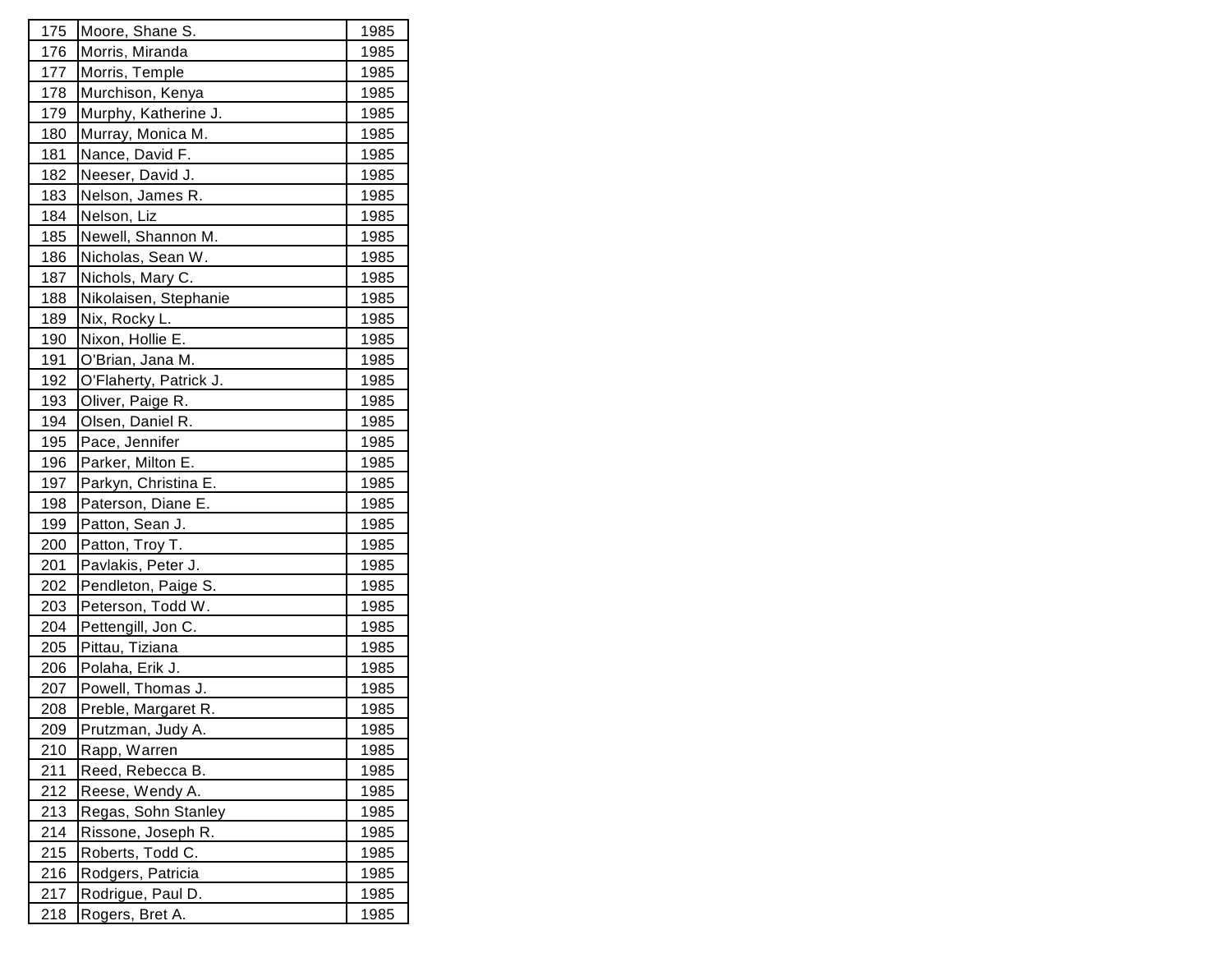| | | |
|---|---|---|
| 175 | Moore, Shane S. | 1985 |
| 176 | Morris, Miranda | 1985 |
| 177 | Morris, Temple | 1985 |
| 178 | Murchison, Kenya | 1985 |
| 179 | Murphy, Katherine J. | 1985 |
| 180 | Murray, Monica M. | 1985 |
| 181 | Nance, David F. | 1985 |
| 182 | Neeser, David J. | 1985 |
| 183 | Nelson, James R. | 1985 |
| 184 | Nelson, Liz | 1985 |
| 185 | Newell, Shannon M. | 1985 |
| 186 | Nicholas, Sean W. | 1985 |
| 187 | Nichols, Mary C. | 1985 |
| 188 | Nikolaisen, Stephanie | 1985 |
| 189 | Nix, Rocky L. | 1985 |
| 190 | Nixon, Hollie E. | 1985 |
| 191 | O'Brian, Jana M. | 1985 |
| 192 | O'Flaherty, Patrick J. | 1985 |
| 193 | Oliver, Paige R. | 1985 |
| 194 | Olsen, Daniel R. | 1985 |
| 195 | Pace, Jennifer | 1985 |
| 196 | Parker, Milton E. | 1985 |
| 197 | Parkyn, Christina E. | 1985 |
| 198 | Paterson, Diane E. | 1985 |
| 199 | Patton, Sean J. | 1985 |
| 200 | Patton, Troy T. | 1985 |
| 201 | Pavlakis, Peter J. | 1985 |
| 202 | Pendleton, Paige S. | 1985 |
| 203 | Peterson, Todd W. | 1985 |
| 204 | Pettengill, Jon C. | 1985 |
| 205 | Pittau, Tiziana | 1985 |
| 206 | Polaha, Erik J. | 1985 |
| 207 | Powell, Thomas J. | 1985 |
| 208 | Preble, Margaret R. | 1985 |
| 209 | Prutzman, Judy A. | 1985 |
| 210 | Rapp, Warren | 1985 |
| 211 | Reed, Rebecca B. | 1985 |
| 212 | Reese, Wendy A. | 1985 |
| 213 | Regas, Sohn Stanley | 1985 |
| 214 | Rissone, Joseph R. | 1985 |
| 215 | Roberts, Todd C. | 1985 |
| 216 | Rodgers, Patricia | 1985 |
| 217 | Rodrigue, Paul D. | 1985 |
| 218 | Rogers, Bret A. | 1985 |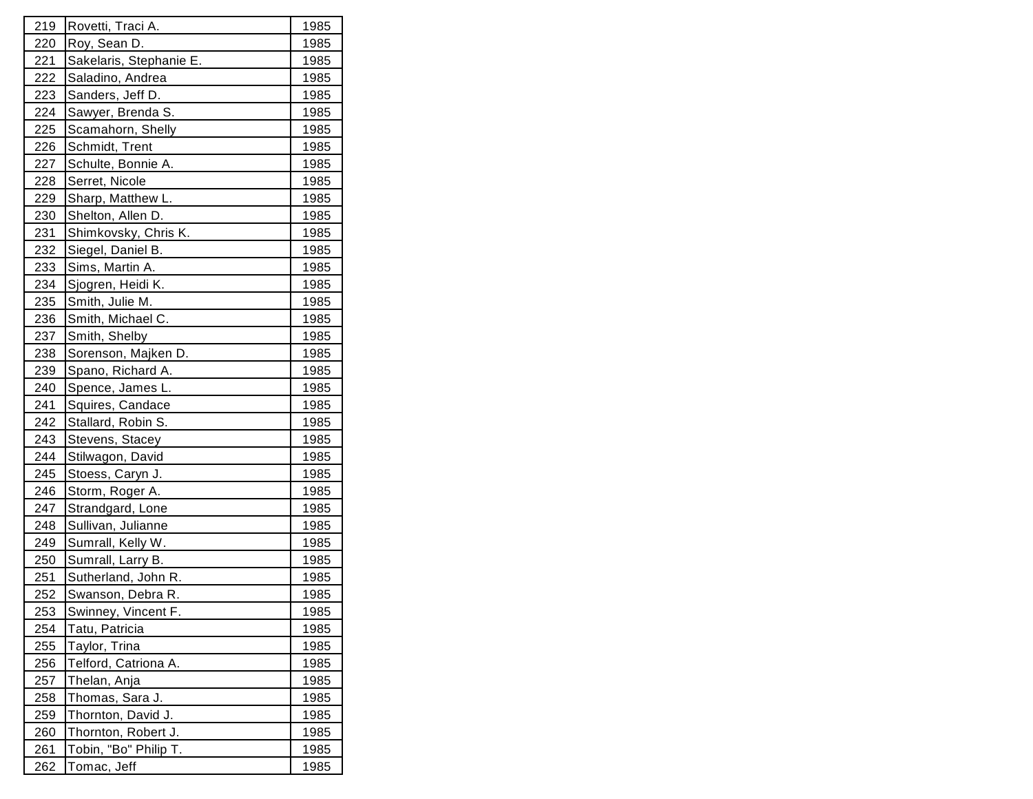| 219 | Rovetti, Traci A. | 1985 |
|---|---|---|
| 220 | Roy, Sean D. | 1985 |
| 221 | Sakelaris, Stephanie E. | 1985 |
| 222 | Saladino, Andrea | 1985 |
| 223 | Sanders, Jeff D. | 1985 |
| 224 | Sawyer, Brenda S. | 1985 |
| 225 | Scamahorn, Shelly | 1985 |
| 226 | Schmidt, Trent | 1985 |
| 227 | Schulte, Bonnie A. | 1985 |
| 228 | Serret, Nicole | 1985 |
| 229 | Sharp, Matthew L. | 1985 |
| 230 | Shelton, Allen D. | 1985 |
| 231 | Shimkovsky, Chris K. | 1985 |
| 232 | Siegel, Daniel B. | 1985 |
| 233 | Sims, Martin A. | 1985 |
| 234 | Sjogren, Heidi K. | 1985 |
| 235 | Smith, Julie M. | 1985 |
| 236 | Smith, Michael C. | 1985 |
| 237 | Smith, Shelby | 1985 |
| 238 | Sorenson, Majken D. | 1985 |
| 239 | Spano, Richard A. | 1985 |
| 240 | Spence, James L. | 1985 |
| 241 | Squires, Candace | 1985 |
| 242 | Stallard, Robin S. | 1985 |
| 243 | Stevens, Stacey | 1985 |
| 244 | Stilwagon, David | 1985 |
| 245 | Stoess, Caryn J. | 1985 |
| 246 | Storm, Roger A. | 1985 |
| 247 | Strandgard, Lone | 1985 |
| 248 | Sullivan, Julianne | 1985 |
| 249 | Sumrall, Kelly W. | 1985 |
| 250 | Sumrall, Larry B. | 1985 |
| 251 | Sutherland, John R. | 1985 |
| 252 | Swanson, Debra R. | 1985 |
| 253 | Swinney, Vincent F. | 1985 |
| 254 | Tatu, Patricia | 1985 |
| 255 | Taylor, Trina | 1985 |
| 256 | Telford, Catriona A. | 1985 |
| 257 | Thelan, Anja | 1985 |
| 258 | Thomas, Sara J. | 1985 |
| 259 | Thornton, David J. | 1985 |
| 260 | Thornton, Robert J. | 1985 |
| 261 | Tobin, "Bo" Philip T. | 1985 |
| 262 | Tomac, Jeff | 1985 |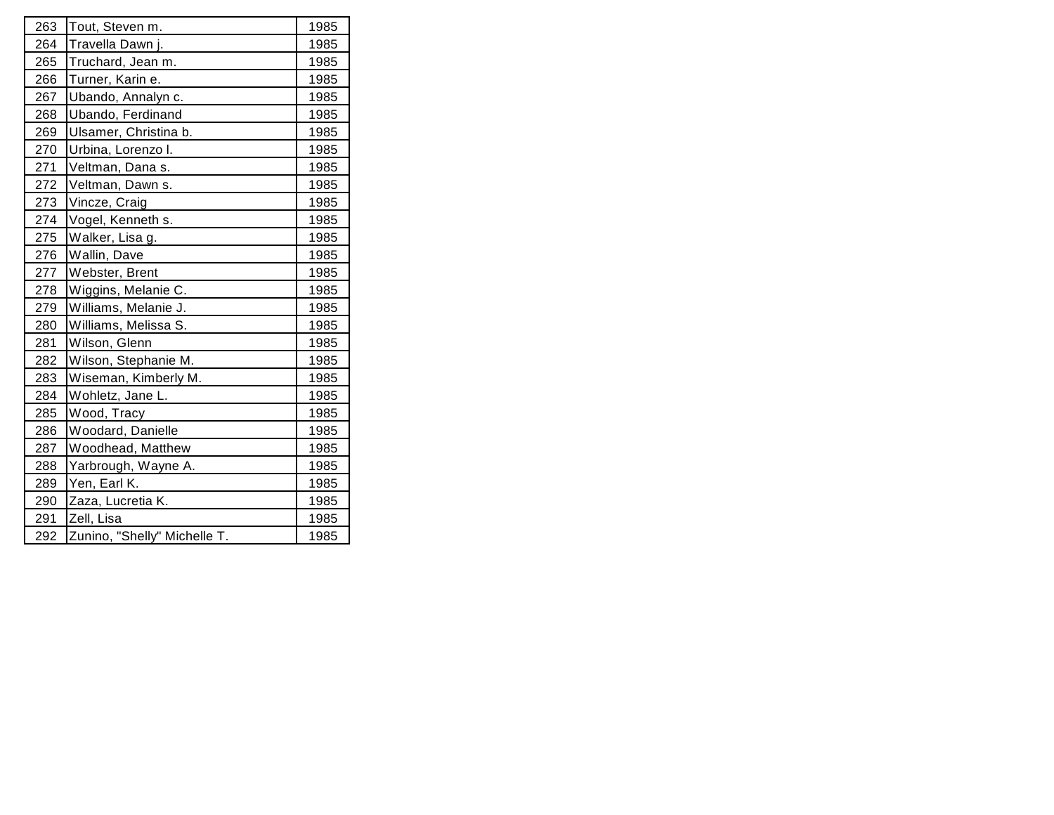| | | |
|---|---|---|
| 263 | Tout, Steven m. | 1985 |
| 264 | Travella Dawn j. | 1985 |
| 265 | Truchard, Jean m. | 1985 |
| 266 | Turner, Karin e. | 1985 |
| 267 | Ubando, Annalyn c. | 1985 |
| 268 | Ubando, Ferdinand | 1985 |
| 269 | Ulsamer, Christina b. | 1985 |
| 270 | Urbina, Lorenzo l. | 1985 |
| 271 | Veltman, Dana s. | 1985 |
| 272 | Veltman, Dawn s. | 1985 |
| 273 | Vincze, Craig | 1985 |
| 274 | Vogel, Kenneth s. | 1985 |
| 275 | Walker, Lisa g. | 1985 |
| 276 | Wallin, Dave | 1985 |
| 277 | Webster, Brent | 1985 |
| 278 | Wiggins, Melanie C. | 1985 |
| 279 | Williams, Melanie J. | 1985 |
| 280 | Williams, Melissa S. | 1985 |
| 281 | Wilson, Glenn | 1985 |
| 282 | Wilson, Stephanie M. | 1985 |
| 283 | Wiseman, Kimberly M. | 1985 |
| 284 | Wohletz, Jane L. | 1985 |
| 285 | Wood, Tracy | 1985 |
| 286 | Woodard, Danielle | 1985 |
| 287 | Woodhead, Matthew | 1985 |
| 288 | Yarbrough, Wayne A. | 1985 |
| 289 | Yen, Earl K. | 1985 |
| 290 | Zaza, Lucretia K. | 1985 |
| 291 | Zell, Lisa | 1985 |
| 292 | Zunino, "Shelly" Michelle T. | 1985 |